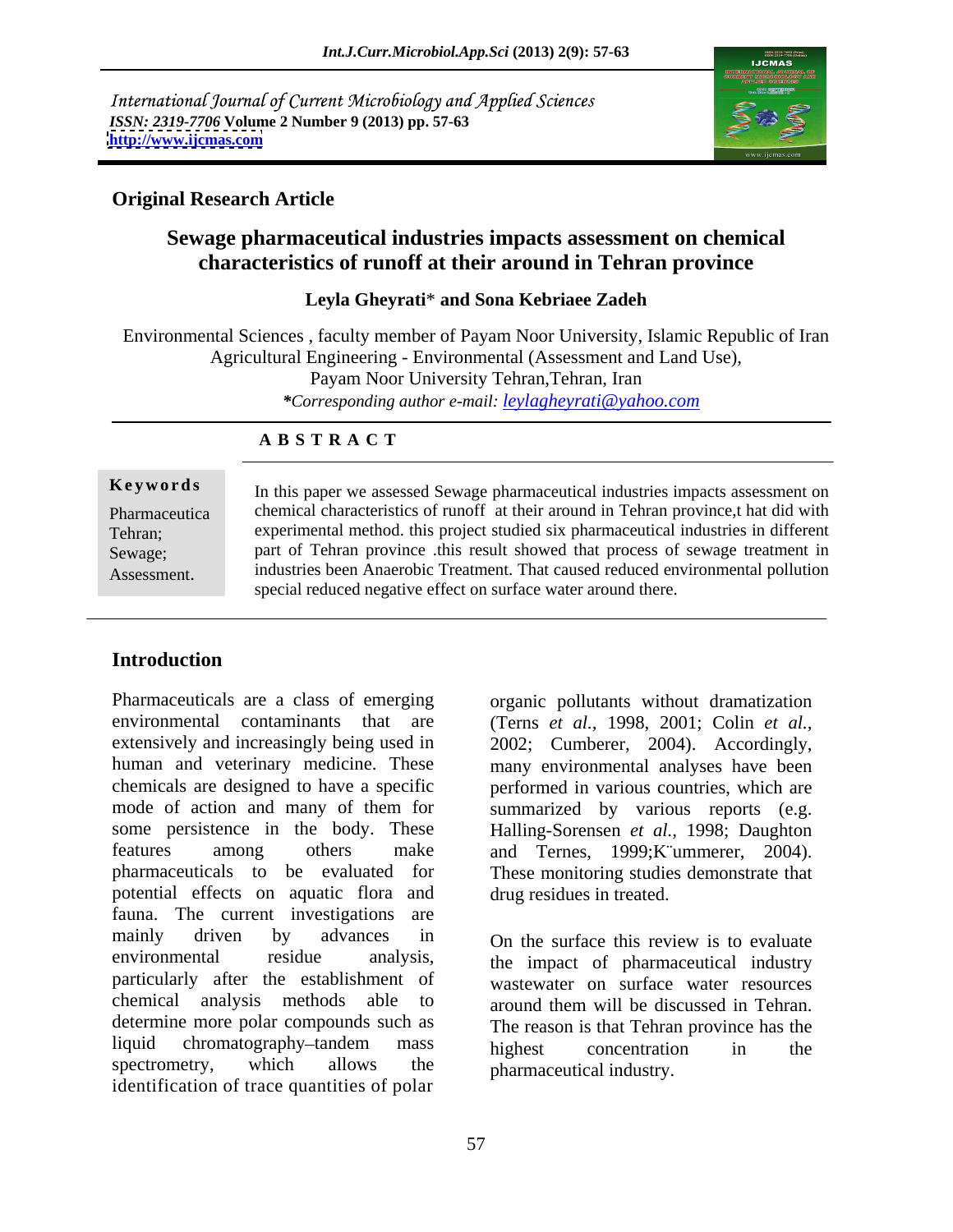International Journal of Current Microbiology and Applied Sciences
*ISSN: 2319-7706* **Volume 2 Number 9 (2013) pp. 57-63**
**http://www.ijcmas.com**

**Original Research Article**

# Sewage pharmaceutical industries impacts assessment on chemical characteristics of runoff at their around in Tehran province

**Leyla Gheyrati\* and Sona Kebriaee Zadeh**

Environmental Sciences , faculty member of Payam Noor University, Islamic Republic of Iran
Agricultural Engineering - Environmental (Assessment and Land Use),
Payam Noor University Tehran,Tehran, Iran
*\*Corresponding author e-mail: leylagheyrati@yahoo.com*

## ABSTRACT

**Keywords**

Pharmaceutica
Tehran;
Sewage;
Assessment.

In this paper we assessed Sewage pharmaceutical industries impacts assessment on chemical characteristics of runoff at their around in Tehran province,t hat did with experimental method. this project studied six pharmaceutical industries in different part of Tehran province .this result showed that process of sewage treatment in industries been Anaerobic Treatment. That caused reduced environmental pollution special reduced negative effect on surface water around there.

## Introduction

Pharmaceuticals are a class of emerging environmental contaminants that are extensively and increasingly being used in human and veterinary medicine. These chemicals are designed to have a specific mode of action and many of them for some persistence in the body. These features among others make pharmaceuticals to be evaluated for potential effects on aquatic flora and fauna. The current investigations are mainly driven by advances in environmental residue analysis, particularly after the establishment of chemical analysis methods able to determine more polar compounds such as liquid chromatography–tandem mass spectrometry, which allows the identification of trace quantities of polar organic pollutants without dramatization (Terns *et al.,* 1998, 2001; Colin *et al.,* 2002; Cumberer, 2004). Accordingly, many environmental analyses have been performed in various countries, which are summarized by various reports (e.g. Halling-Sorensen *et al.,* 1998; Daughton and Ternes, 1999;K¨ummerer, 2004). These monitoring studies demonstrate that drug residues in treated.

On the surface this review is to evaluate the impact of pharmaceutical industry wastewater on surface water resources around them will be discussed in Tehran. The reason is that Tehran province has the highest concentration in the pharmaceutical industry.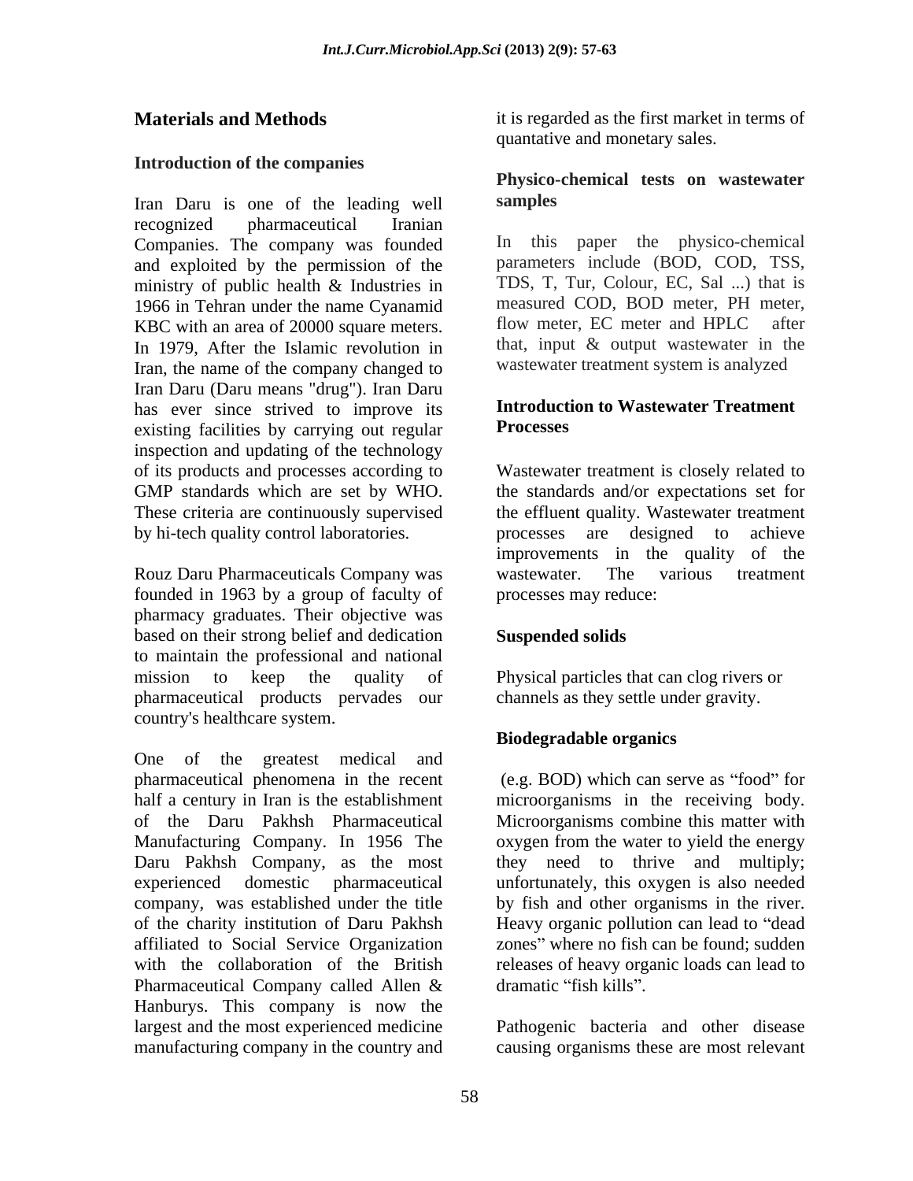## Materials and Methods

### Introduction of the companies

Iran Daru is one of the leading well recognized pharmaceutical Iranian Companies. The company was founded and exploited by the permission of the ministry of public health & Industries in 1966 in Tehran under the name Cyanamid KBC with an area of 20000 square meters. In 1979, After the Islamic revolution in Iran, the name of the company changed to Iran Daru (Daru means "drug"). Iran Daru has ever since strived to improve its existing facilities by carrying out regular inspection and updating of the technology of its products and processes according to GMP standards which are set by WHO. These criteria are continuously supervised by hi-tech quality control laboratories.

Rouz Daru Pharmaceuticals Company was founded in 1963 by a group of faculty of pharmacy graduates. Their objective was based on their strong belief and dedication to maintain the professional and national mission to keep the quality of pharmaceutical products pervades our country's healthcare system.

One of the greatest medical and pharmaceutical phenomena in the recent half a century in Iran is the establishment of the Daru Pakhsh Pharmaceutical Manufacturing Company. In 1956 The Daru Pakhsh Company, as the most experienced domestic pharmaceutical company, was established under the title of the charity institution of Daru Pakhsh affiliated to Social Service Organization with the collaboration of the British Pharmaceutical Company called Allen & Hanburys. This company is now the largest and the most experienced medicine manufacturing company in the country and it is regarded as the first market in terms of quantative and monetary sales.

### Physico-chemical tests on wastewater samples

In this paper the physico-chemical parameters include (BOD, COD, TSS, TDS, T, Tur, Colour, EC, Sal ...) that is measured COD, BOD meter, PH meter, flow meter, EC meter and HPLC after that, input & output wastewater in the wastewater treatment system is analyzed

### Introduction to Wastewater Treatment Processes

Wastewater treatment is closely related to the standards and/or expectations set for the effluent quality. Wastewater treatment processes are designed to achieve improvements in the quality of the wastewater. The various treatment processes may reduce:

**Suspended solids**

Physical particles that can clog rivers or channels as they settle under gravity.

**Biodegradable organics**

(e.g. BOD) which can serve as "food" for microorganisms in the receiving body. Microorganisms combine this matter with oxygen from the water to yield the energy they need to thrive and multiply; unfortunately, this oxygen is also needed by fish and other organisms in the river. Heavy organic pollution can lead to "dead zones" where no fish can be found; sudden releases of heavy organic loads can lead to dramatic "fish kills".

Pathogenic bacteria and other disease causing organisms these are most relevant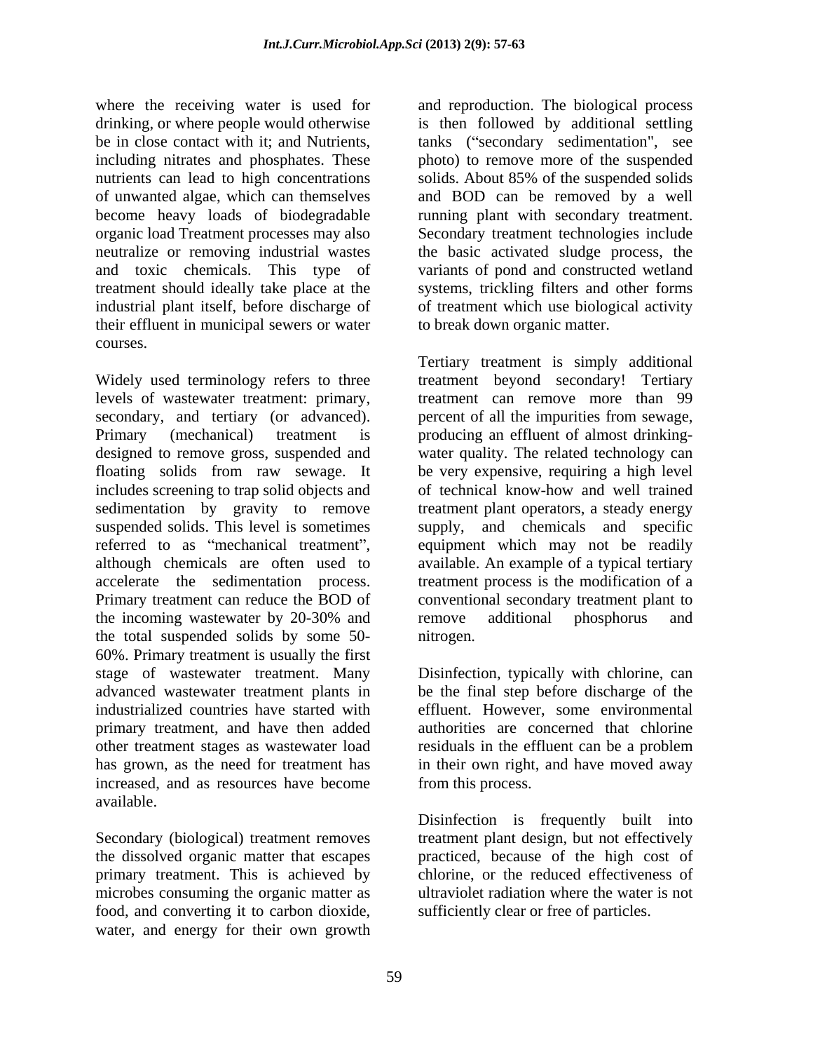where the receiving water is used for drinking, or where people would otherwise be in close contact with it; and Nutrients, including nitrates and phosphates. These nutrients can lead to high concentrations of unwanted algae, which can themselves become heavy loads of biodegradable organic load Treatment processes may also neutralize or removing industrial wastes and toxic chemicals. This type of treatment should ideally take place at the industrial plant itself, before discharge of their effluent in municipal sewers or water courses.

Widely used terminology refers to three levels of wastewater treatment: primary, secondary, and tertiary (or advanced). Primary (mechanical) treatment is designed to remove gross, suspended and floating solids from raw sewage. It includes screening to trap solid objects and sedimentation by gravity to remove suspended solids. This level is sometimes referred to as "mechanical treatment", although chemicals are often used to accelerate the sedimentation process. Primary treatment can reduce the BOD of the incoming wastewater by 20-30% and the total suspended solids by some 50-60%. Primary treatment is usually the first stage of wastewater treatment. Many advanced wastewater treatment plants in industrialized countries have started with primary treatment, and have then added other treatment stages as wastewater load has grown, as the need for treatment has increased, and as resources have become available.

Secondary (biological) treatment removes the dissolved organic matter that escapes primary treatment. This is achieved by microbes consuming the organic matter as food, and converting it to carbon dioxide, water, and energy for their own growth and reproduction. The biological process is then followed by additional settling tanks ("secondary sedimentation", see photo) to remove more of the suspended solids. About 85% of the suspended solids and BOD can be removed by a well running plant with secondary treatment. Secondary treatment technologies include the basic activated sludge process, the variants of pond and constructed wetland systems, trickling filters and other forms of treatment which use biological activity to break down organic matter.

Tertiary treatment is simply additional treatment beyond secondary! Tertiary treatment can remove more than 99 percent of all the impurities from sewage, producing an effluent of almost drinking-water quality. The related technology can be very expensive, requiring a high level of technical know-how and well trained treatment plant operators, a steady energy supply, and chemicals and specific equipment which may not be readily available. An example of a typical tertiary treatment process is the modification of a conventional secondary treatment plant to remove additional phosphorus and nitrogen.

Disinfection, typically with chlorine, can be the final step before discharge of the effluent. However, some environmental authorities are concerned that chlorine residuals in the effluent can be a problem in their own right, and have moved away from this process.

Disinfection is frequently built into treatment plant design, but not effectively practiced, because of the high cost of chlorine, or the reduced effectiveness of ultraviolet radiation where the water is not sufficiently clear or free of particles.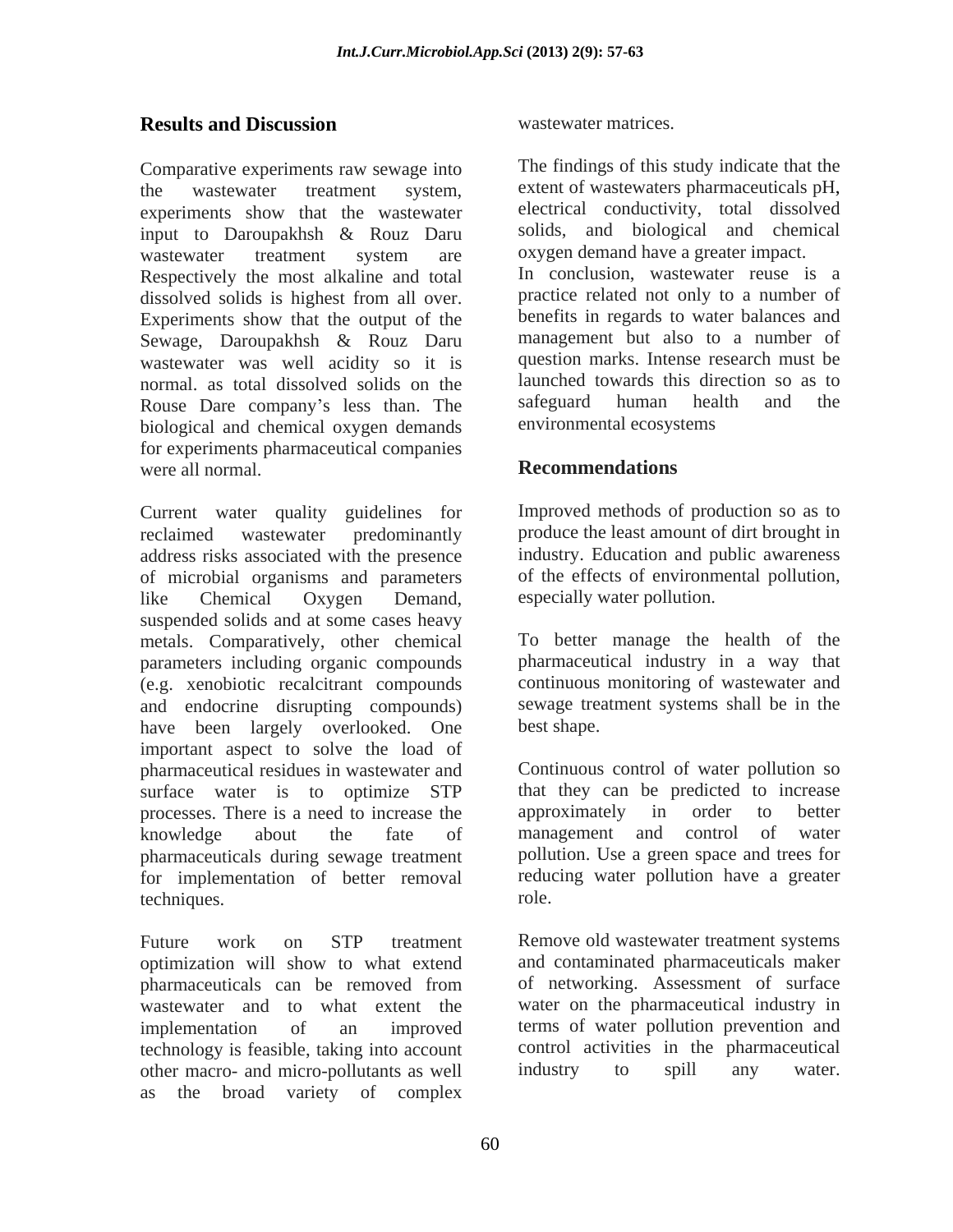## Results and Discussion

Comparative experiments raw sewage into the wastewater treatment system, experiments show that the wastewater input to Daroupakhsh & Rouz Daru wastewater treatment system are Respectively the most alkaline and total dissolved solids is highest from all over. Experiments show that the output of the Sewage, Daroupakhsh & Rouz Daru wastewater was well acidity so it is normal. as total dissolved solids on the Rouse Dare company's less than. The biological and chemical oxygen demands for experiments pharmaceutical companies were all normal.

Current water quality guidelines for reclaimed wastewater predominantly address risks associated with the presence of microbial organisms and parameters like Chemical Oxygen Demand, suspended solids and at some cases heavy metals. Comparatively, other chemical parameters including organic compounds (e.g. xenobiotic recalcitrant compounds and endocrine disrupting compounds) have been largely overlooked. One important aspect to solve the load of pharmaceutical residues in wastewater and surface water is to optimize STP processes. There is a need to increase the knowledge about the fate of pharmaceuticals during sewage treatment for implementation of better removal techniques.

Future work on STP treatment optimization will show to what extend pharmaceuticals can be removed from wastewater and to what extent the implementation of an improved technology is feasible, taking into account other macro- and micro-pollutants as well as the broad variety of complex wastewater matrices.

The findings of this study indicate that the extent of wastewaters pharmaceuticals pH, electrical conductivity, total dissolved solids, and biological and chemical oxygen demand have a greater impact.

In conclusion, wastewater reuse is a practice related not only to a number of benefits in regards to water balances and management but also to a number of question marks. Intense research must be launched towards this direction so as to safeguard human health and the environmental ecosystems

## Recommendations

Improved methods of production so as to produce the least amount of dirt brought in industry. Education and public awareness of the effects of environmental pollution, especially water pollution.

To better manage the health of the pharmaceutical industry in a way that continuous monitoring of wastewater and sewage treatment systems shall be in the best shape.

Continuous control of water pollution so that they can be predicted to increase approximately in order to better management and control of water pollution. Use a green space and trees for reducing water pollution have a greater role.

Remove old wastewater treatment systems and contaminated pharmaceuticals maker of networking. Assessment of surface water on the pharmaceutical industry in terms of water pollution prevention and control activities in the pharmaceutical industry to spill any water.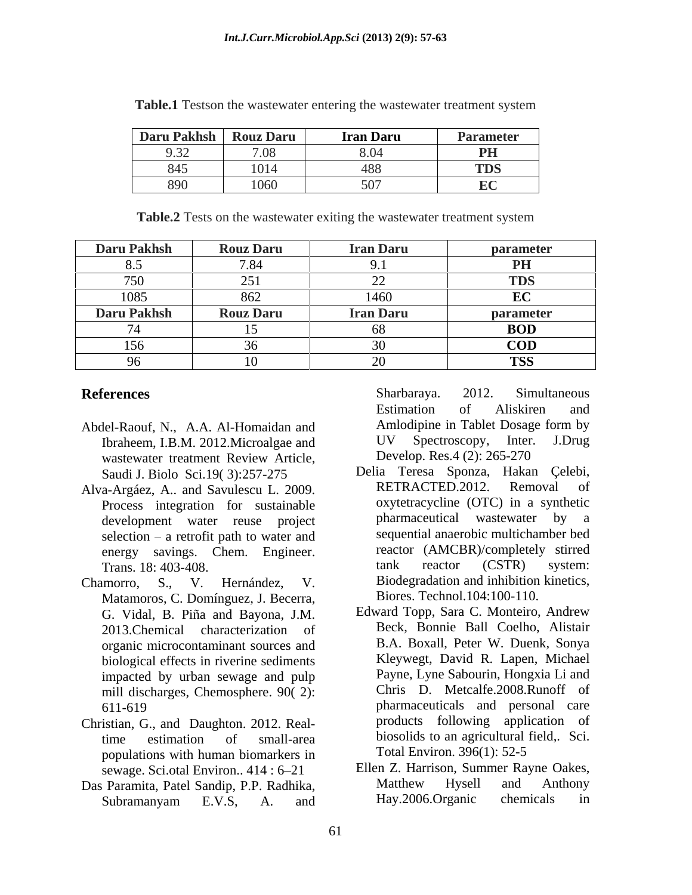**Table.1** Testson the wastewater entering the wastewater treatment system

| Daru Pakhsh | Rouz Daru | Iran Daru | Parameter |
|---|---|---|---|
| 9.32 | 7.08 | 8.04 | **PH** |
| 845 | 1014 | 488 | **TDS** |
| 890 | 1060 | 507 | **EC** |

**Table.2** Tests on the wastewater exiting the wastewater treatment system

| Daru Pakhsh | Rouz Daru | Iran Daru | parameter |
|---|---|---|---|
| 8.5 | 7.84 | 9.1 | **PH** |
| 750 | 251 | 22 | **TDS** |
| 1085 | 862 | 1460 | **EC** |
| **Daru Pakhsh** | **Rouz Daru** | **Iran Daru** | **parameter** |
| 74 | 15 | 68 | **BOD** |
| 156 | 36 | 30 | **COD** |
| 96 | 10 | 20 | **TSS** |

## References

Abdel-Raouf, N., A.A. Al-Homaidan and Ibraheem, I.B.M. 2012.Microalgae and wastewater treatment Review Article, Saudi J. Biolo Sci.19( 3):257-275

Alva-Argáez, A.. and Savulescu L. 2009. Process integration for sustainable development water reuse project selection – a retrofit path to water and energy savings. Chem. Engineer. Trans. 18: 403-408.

Chamorro, S., V. Hernández, V. Matamoros, C. Domínguez, J. Becerra, G. Vidal, B. Piña and Bayona, J.M. 2013.Chemical characterization of organic microcontaminant sources and biological effects in riverine sediments impacted by urban sewage and pulp mill discharges, Chemosphere. 90( 2): 611-619

Christian, G., and Daughton. 2012. Real-time estimation of small-area populations with human biomarkers in sewage. Sci.otal Environ.. 414 : 6–21

Das Paramita, Patel Sandip, P.P. Radhika, Subramanyam E.V.S, A. and Sharbaraya. 2012. Simultaneous Estimation of Aliskiren and Amlodipine in Tablet Dosage form by UV Spectroscopy, Inter. J.Drug Develop. Res.4 (2): 265-270

Delia Teresa Sponza, Hakan Çelebi, RETRACTED.2012. Removal of oxytetracycline (OTC) in a synthetic pharmaceutical wastewater by a sequential anaerobic multichamber bed reactor (AMCBR)/completely stirred tank reactor (CSTR) system: Biodegradation and inhibition kinetics, Biores. Technol.104:100-110.

Edward Topp, Sara C. Monteiro, Andrew Beck, Bonnie Ball Coelho, Alistair B.A. Boxall, Peter W. Duenk, Sonya Kleywegt, David R. Lapen, Michael Payne, Lyne Sabourin, Hongxia Li and Chris D. Metcalfe.2008.Runoff of pharmaceuticals and personal care products following application of biosolids to an agricultural field,. Sci. Total Environ. 396(1): 52-5

Ellen Z. Harrison, Summer Rayne Oakes, Matthew Hysell and Anthony Hay.2006.Organic chemicals in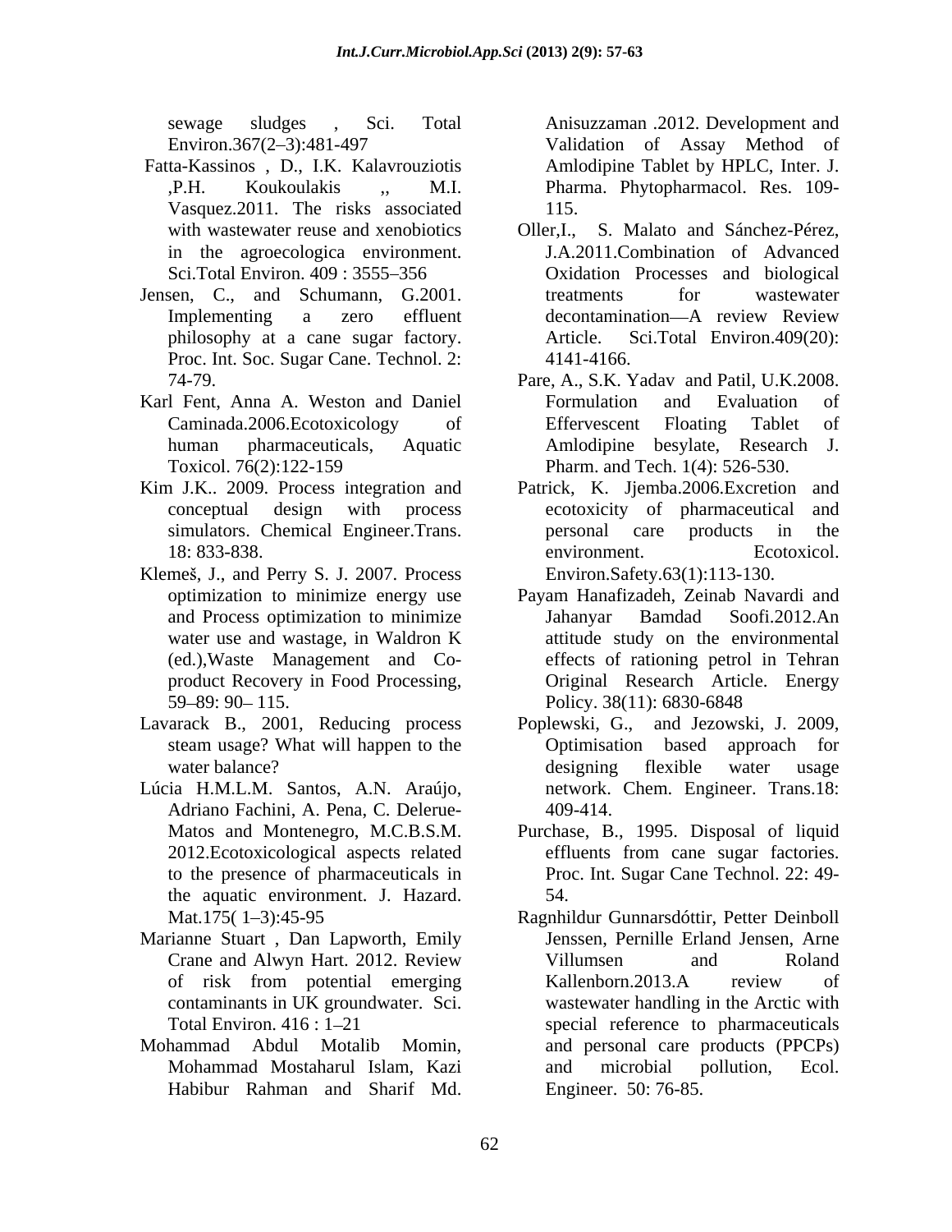sewage sludges , Sci. Total Environ.367(2–3):481-497

Fatta-Kassinos , D., I.K. Kalavrouziotis ,P.H. Koukoulakis ,, M.I. Vasquez.2011. The risks associated with wastewater reuse and xenobiotics in the agroecologica environment. Sci.Total Environ. 409 : 3555–356

Jensen, C., and Schumann, G.2001. Implementing a zero effluent philosophy at a cane sugar factory. Proc. Int. Soc. Sugar Cane. Technol. 2: 74-79.

Karl Fent, Anna A. Weston and Daniel Caminada.2006.Ecotoxicology of human pharmaceuticals, Aquatic Toxicol. 76(2):122-159

Kim J.K.. 2009. Process integration and conceptual design with process simulators. Chemical Engineer.Trans. 18: 833-838.

Klemeš, J., and Perry S. J. 2007. Process optimization to minimize energy use and Process optimization to minimize water use and wastage, in Waldron K (ed.),Waste Management and Co-product Recovery in Food Processing, 59–89: 90– 115.

Lavarack B., 2001, Reducing process steam usage? What will happen to the water balance?

Lúcia H.M.L.M. Santos, A.N. Araújo, Adriano Fachini, A. Pena, C. Delerue-Matos and Montenegro, M.C.B.S.M. 2012.Ecotoxicological aspects related to the presence of pharmaceuticals in the aquatic environment. J. Hazard. Mat.175( 1–3):45-95

Marianne Stuart , Dan Lapworth, Emily Crane and Alwyn Hart. 2012. Review of risk from potential emerging contaminants in UK groundwater. Sci. Total Environ. 416 : 1–21

Mohammad Abdul Motalib Momin, Mohammad Mostaharul Islam, Kazi Habibur Rahman and Sharif Md. Anisuzzaman .2012. Development and Validation of Assay Method of Amlodipine Tablet by HPLC, Inter. J. Pharma. Phytopharmacol. Res. 109-115.

Oller,I., S. Malato and Sánchez-Pérez, J.A.2011.Combination of Advanced Oxidation Processes and biological treatments for wastewater decontamination—A review Review Article. Sci.Total Environ.409(20): 4141-4166.

Pare, A., S.K. Yadav and Patil, U.K.2008. Formulation and Evaluation of Effervescent Floating Tablet of Amlodipine besylate, Research J. Pharm. and Tech. 1(4): 526-530.

Patrick, K. Jjemba.2006.Excretion and ecotoxicity of pharmaceutical and personal care products in the environment. Ecotoxicol. Environ.Safety.63(1):113-130.

Payam Hanafizadeh, Zeinab Navardi and Jahanyar Bamdad Soofi.2012.An attitude study on the environmental effects of rationing petrol in Tehran Original Research Article. Energy Policy. 38(11): 6830-6848

Poplewski, G., and Jezowski, J. 2009, Optimisation based approach for designing flexible water usage network. Chem. Engineer. Trans.18: 409-414.

Purchase, B., 1995. Disposal of liquid effluents from cane sugar factories. Proc. Int. Sugar Cane Technol. 22: 49-54.

Ragnhildur Gunnarsdóttir, Petter Deinboll Jenssen, Pernille Erland Jensen, Arne Villumsen and Roland Kallenborn.2013.A review of wastewater handling in the Arctic with special reference to pharmaceuticals and personal care products (PPCPs) and microbial pollution, Ecol. Engineer. 50: 76-85.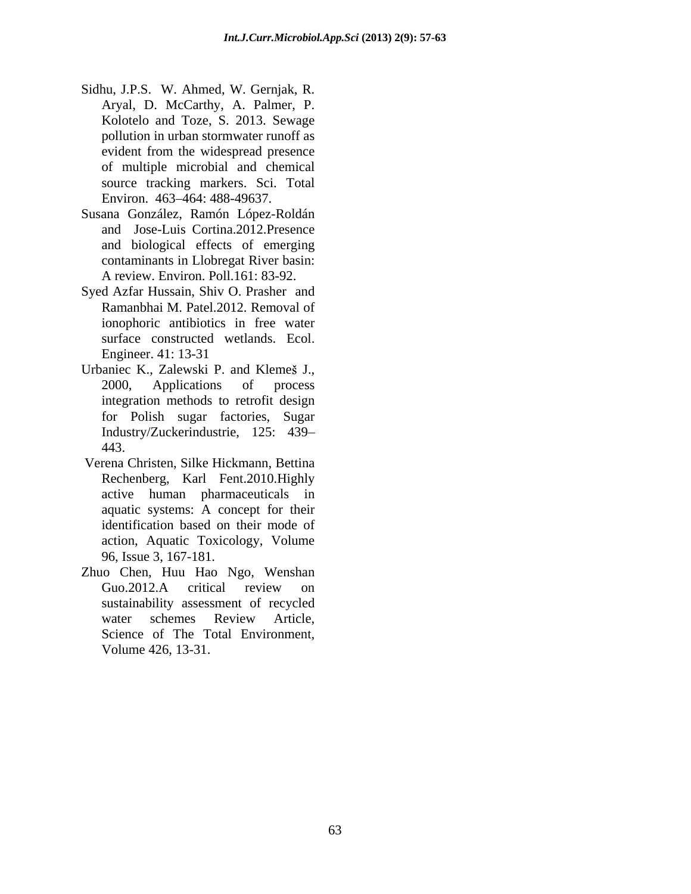Sidhu, J.P.S. W. Ahmed, W. Gernjak, R. Aryal, D. McCarthy, A. Palmer, P. Kolotelo and Toze, S. 2013. Sewage pollution in urban stormwater runoff as evident from the widespread presence of multiple microbial and chemical source tracking markers. Sci. Total Environ. 463–464: 488-49637.

Susana González, Ramón López-Roldán and Jose-Luis Cortina.2012.Presence and biological effects of emerging contaminants in Llobregat River basin: A review. Environ. Poll.161: 83-92.

Syed Azfar Hussain, Shiv O. Prasher and Ramanbhai M. Patel.2012. Removal of ionophoric antibiotics in free water surface constructed wetlands. Ecol. Engineer. 41: 13-31

Urbaniec K., Zalewski P. and Klemeš J., 2000, Applications of process integration methods to retrofit design for Polish sugar factories, Sugar Industry/Zuckerindustrie, 125: 439–443.

Verena Christen, Silke Hickmann, Bettina Rechenberg, Karl Fent.2010.Highly active human pharmaceuticals in aquatic systems: A concept for their identification based on their mode of action, Aquatic Toxicology, Volume 96, Issue 3, 167-181.

Zhuo Chen, Huu Hao Ngo, Wenshan Guo.2012.A critical review on sustainability assessment of recycled water schemes Review Article, Science of The Total Environment, Volume 426, 13-31.